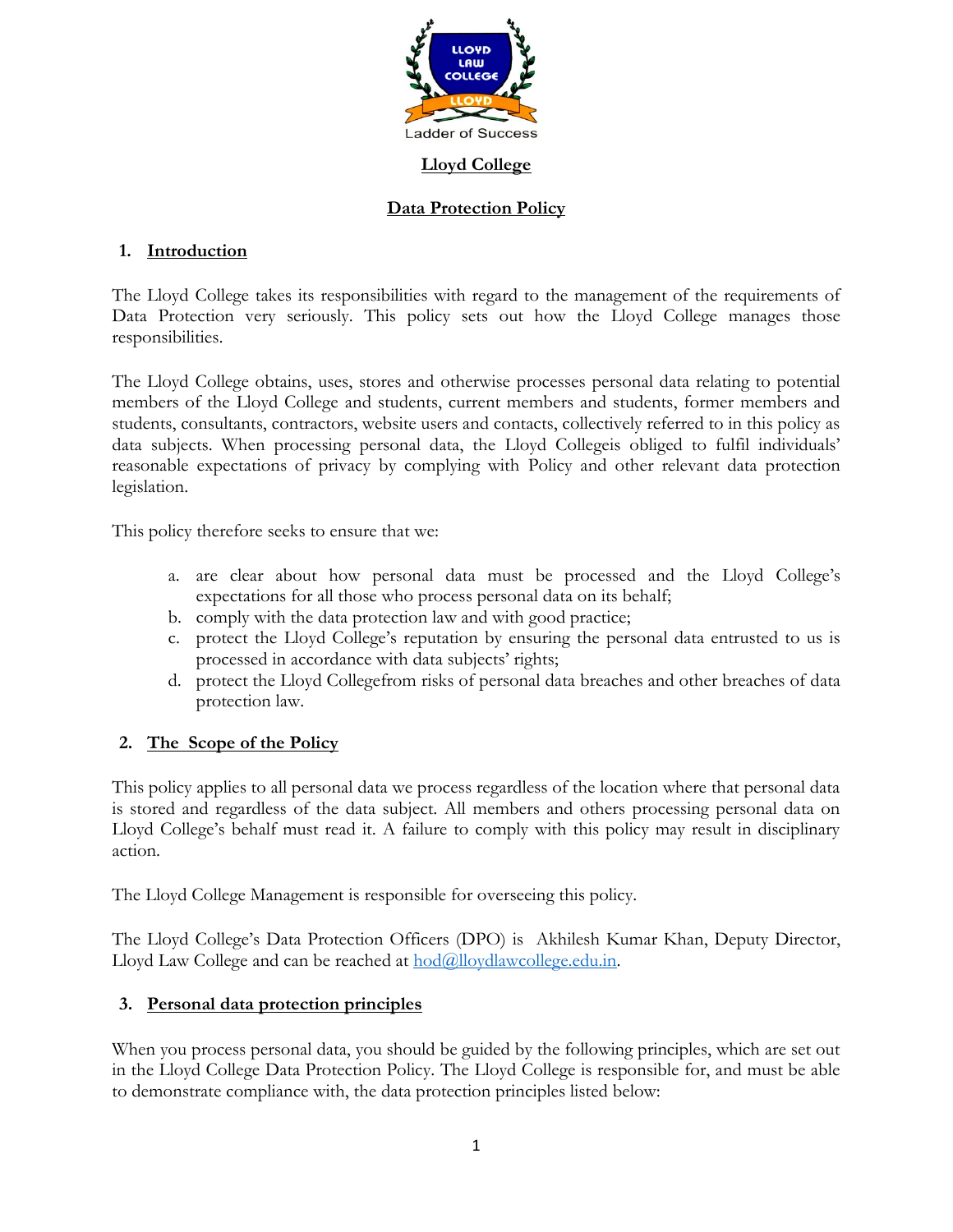# Lloyd College

## Data Protection Policy

### 1. Introduction

The Lloyd College takes its responsibilities with regard to the management of the requirements of Data Protection very seriously. This policy sets out how the Lloyd College manages those responsibilities.

The Lloyd College obtains, uses, stores and otherwise processes personal data relating to potential members of the Lloyd College and students, current members and students, former members and students, consultants, contractors, website users and contacts, collectively referred to in this policy as data subjects. When processing personal data, the Lloyd Collegeis obliged to fulfil individuals' reasonable expectations of privacy by complying with Policy and other relevant data protection legislation.

This policy therefore seeks to ensure that we:

a. are clear about how personal data must be processed and the Lloyd College's expectations for all those who process personal data on its behalf;
b. comply with the data protection law and with good practice;
c. protect the Lloyd College's reputation by ensuring the personal data entrusted to us is processed in accordance with data subjects' rights;
d. protect the Lloyd Collegefrom risks of personal data breaches and other breaches of data protection law.

### 2. The Scope of the Policy

This policy applies to all personal data we process regardless of the location where that personal data is stored and regardless of the data subject. All members and others processing personal data on Lloyd College's behalf must read it. A failure to comply with this policy may result in disciplinary action.

The Lloyd College Management is responsible for overseeing this policy.

The Lloyd College's Data Protection Officers (DPO) is Akhilesh Kumar Khan, Deputy Director, Lloyd Law College and can be reached at hod@lloydlawcollege.edu.in.

### 3. Personal data protection principles

When you process personal data, you should be guided by the following principles, which are set out in the Lloyd College Data Protection Policy. The Lloyd College is responsible for, and must be able to demonstrate compliance with, the data protection principles listed below: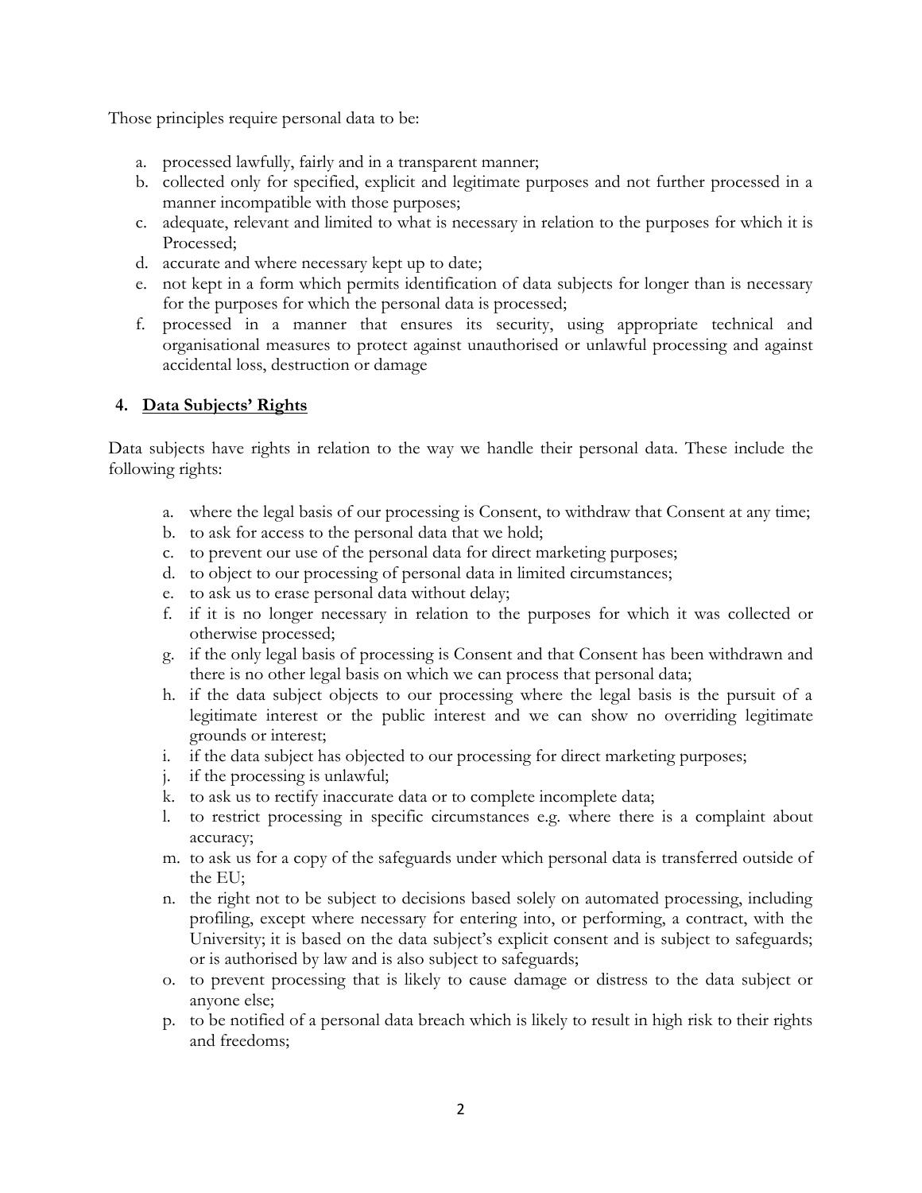Those principles require personal data to be:

a. processed lawfully, fairly and in a transparent manner;
b. collected only for specified, explicit and legitimate purposes and not further processed in a manner incompatible with those purposes;
c. adequate, relevant and limited to what is necessary in relation to the purposes for which it is Processed;
d. accurate and where necessary kept up to date;
e. not kept in a form which permits identification of data subjects for longer than is necessary for the purposes for which the personal data is processed;
f. processed in a manner that ensures its security, using appropriate technical and organisational measures to protect against unauthorised or unlawful processing and against accidental loss, destruction or damage

## 4. Data Subjects' Rights

Data subjects have rights in relation to the way we handle their personal data. These include the following rights:

a. where the legal basis of our processing is Consent, to withdraw that Consent at any time;
b. to ask for access to the personal data that we hold;
c. to prevent our use of the personal data for direct marketing purposes;
d. to object to our processing of personal data in limited circumstances;
e. to ask us to erase personal data without delay;
f. if it is no longer necessary in relation to the purposes for which it was collected or otherwise processed;
g. if the only legal basis of processing is Consent and that Consent has been withdrawn and there is no other legal basis on which we can process that personal data;
h. if the data subject objects to our processing where the legal basis is the pursuit of a legitimate interest or the public interest and we can show no overriding legitimate grounds or interest;
i. if the data subject has objected to our processing for direct marketing purposes;
j. if the processing is unlawful;
k. to ask us to rectify inaccurate data or to complete incomplete data;
l. to restrict processing in specific circumstances e.g. where there is a complaint about accuracy;
m. to ask us for a copy of the safeguards under which personal data is transferred outside of the EU;
n. the right not to be subject to decisions based solely on automated processing, including profiling, except where necessary for entering into, or performing, a contract, with the University; it is based on the data subject's explicit consent and is subject to safeguards; or is authorised by law and is also subject to safeguards;
o. to prevent processing that is likely to cause damage or distress to the data subject or anyone else;
p. to be notified of a personal data breach which is likely to result in high risk to their rights and freedoms;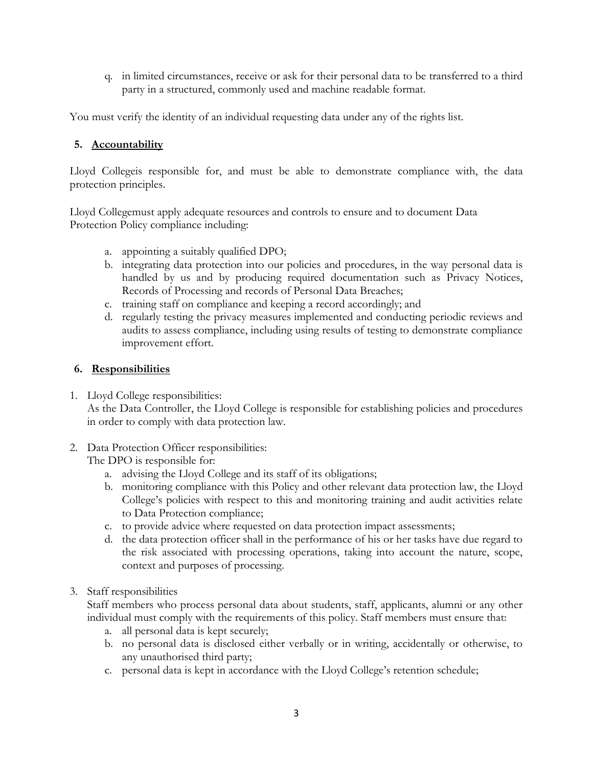q. in limited circumstances, receive or ask for their personal data to be transferred to a third party in a structured, commonly used and machine readable format.

You must verify the identity of an individual requesting data under any of the rights list.

## 5. Accountability

Lloyd Collegeis responsible for, and must be able to demonstrate compliance with, the data protection principles.

Lloyd Collegemust apply adequate resources and controls to ensure and to document Data Protection Policy compliance including:

a. appointing a suitably qualified DPO;
b. integrating data protection into our policies and procedures, in the way personal data is handled by us and by producing required documentation such as Privacy Notices, Records of Processing and records of Personal Data Breaches;
c. training staff on compliance and keeping a record accordingly; and
d. regularly testing the privacy measures implemented and conducting periodic reviews and audits to assess compliance, including using results of testing to demonstrate compliance improvement effort.

## 6. Responsibilities

1. Lloyd College responsibilities:
   As the Data Controller, the Lloyd College is responsible for establishing policies and procedures in order to comply with data protection law.

2. Data Protection Officer responsibilities:
   The DPO is responsible for:
   a. advising the Lloyd College and its staff of its obligations;
   b. monitoring compliance with this Policy and other relevant data protection law, the Lloyd College's policies with respect to this and monitoring training and audit activities relate to Data Protection compliance;
   c. to provide advice where requested on data protection impact assessments;
   d. the data protection officer shall in the performance of his or her tasks have due regard to the risk associated with processing operations, taking into account the nature, scope, context and purposes of processing.

3. Staff responsibilities
   Staff members who process personal data about students, staff, applicants, alumni or any other individual must comply with the requirements of this policy. Staff members must ensure that:
   a. all personal data is kept securely;
   b. no personal data is disclosed either verbally or in writing, accidentally or otherwise, to any unauthorised third party;
   c. personal data is kept in accordance with the Lloyd College's retention schedule;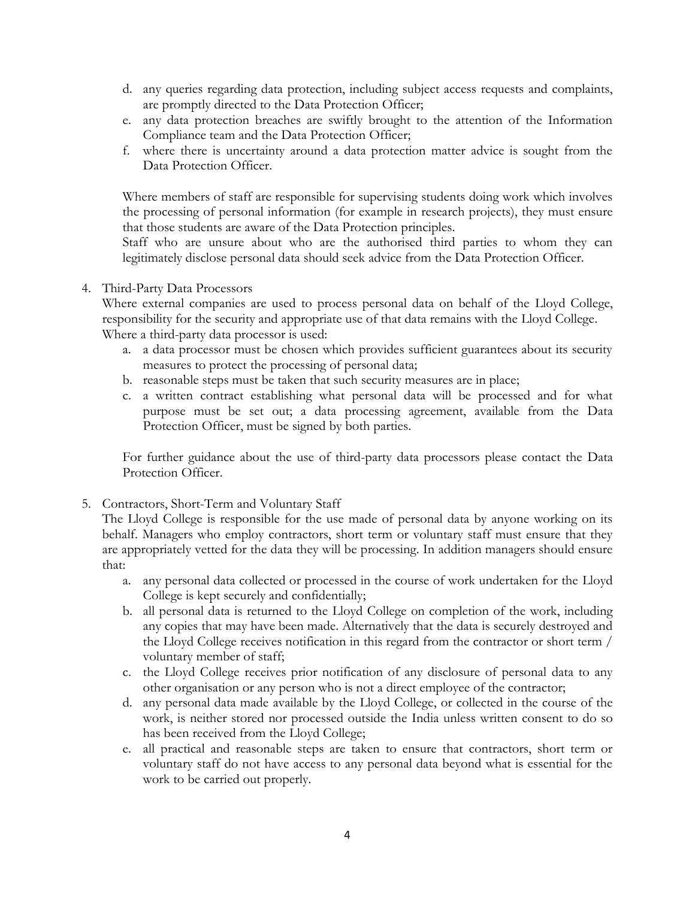d. any queries regarding data protection, including subject access requests and complaints, are promptly directed to the Data Protection Officer;
e. any data protection breaches are swiftly brought to the attention of the Information Compliance team and the Data Protection Officer;
f. where there is uncertainty around a data protection matter advice is sought from the Data Protection Officer.

Where members of staff are responsible for supervising students doing work which involves the processing of personal information (for example in research projects), they must ensure that those students are aware of the Data Protection principles.
Staff who are unsure about who are the authorised third parties to whom they can legitimately disclose personal data should seek advice from the Data Protection Officer.

4. Third-Party Data Processors

Where external companies are used to process personal data on behalf of the Lloyd College, responsibility for the security and appropriate use of that data remains with the Lloyd College.
Where a third-party data processor is used:

a. a data processor must be chosen which provides sufficient guarantees about its security measures to protect the processing of personal data;
b. reasonable steps must be taken that such security measures are in place;
c. a written contract establishing what personal data will be processed and for what purpose must be set out; a data processing agreement, available from the Data Protection Officer, must be signed by both parties.

For further guidance about the use of third-party data processors please contact the Data Protection Officer.

5. Contractors, Short-Term and Voluntary Staff

The Lloyd College is responsible for the use made of personal data by anyone working on its behalf. Managers who employ contractors, short term or voluntary staff must ensure that they are appropriately vetted for the data they will be processing. In addition managers should ensure that:

a. any personal data collected or processed in the course of work undertaken for the Lloyd College is kept securely and confidentially;
b. all personal data is returned to the Lloyd College on completion of the work, including any copies that may have been made. Alternatively that the data is securely destroyed and the Lloyd College receives notification in this regard from the contractor or short term / voluntary member of staff;
c. the Lloyd College receives prior notification of any disclosure of personal data to any other organisation or any person who is not a direct employee of the contractor;
d. any personal data made available by the Lloyd College, or collected in the course of the work, is neither stored nor processed outside the India unless written consent to do so has been received from the Lloyd College;
e. all practical and reasonable steps are taken to ensure that contractors, short term or voluntary staff do not have access to any personal data beyond what is essential for the work to be carried out properly.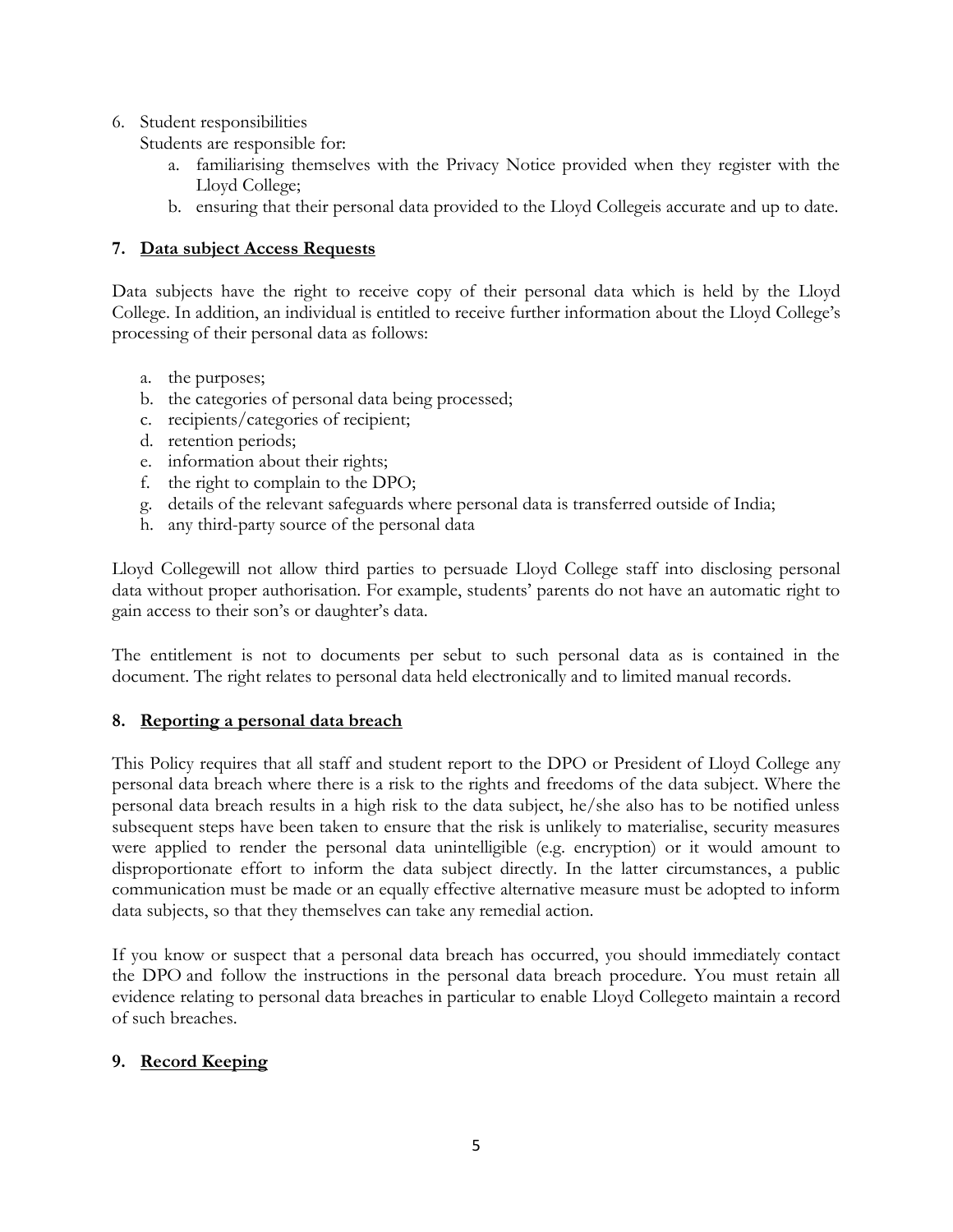6. Student responsibilities

   Students are responsible for:

   a. familiarising themselves with the Privacy Notice provided when they register with the Lloyd College;
   b. ensuring that their personal data provided to the Lloyd Collegeis accurate and up to date.

## 7. <u>Data subject Access Requests</u>

Data subjects have the right to receive copy of their personal data which is held by the Lloyd College. In addition, an individual is entitled to receive further information about the Lloyd College's processing of their personal data as follows:

a. the purposes;
b. the categories of personal data being processed;
c. recipients/categories of recipient;
d. retention periods;
e. information about their rights;
f. the right to complain to the DPO;
g. details of the relevant safeguards where personal data is transferred outside of India;
h. any third-party source of the personal data

Lloyd Collegewill not allow third parties to persuade Lloyd College staff into disclosing personal data without proper authorisation. For example, students' parents do not have an automatic right to gain access to their son's or daughter's data.

The entitlement is not to documents per sebut to such personal data as is contained in the document. The right relates to personal data held electronically and to limited manual records.

## 8. <u>Reporting a personal data breach</u>

This Policy requires that all staff and student report to the DPO or President of Lloyd College any personal data breach where there is a risk to the rights and freedoms of the data subject. Where the personal data breach results in a high risk to the data subject, he/she also has to be notified unless subsequent steps have been taken to ensure that the risk is unlikely to materialise, security measures were applied to render the personal data unintelligible (e.g. encryption) or it would amount to disproportionate effort to inform the data subject directly. In the latter circumstances, a public communication must be made or an equally effective alternative measure must be adopted to inform data subjects, so that they themselves can take any remedial action.

If you know or suspect that a personal data breach has occurred, you should immediately contact the DPO and follow the instructions in the personal data breach procedure. You must retain all evidence relating to personal data breaches in particular to enable Lloyd Collegeto maintain a record of such breaches.

## 9. <u>Record Keeping</u>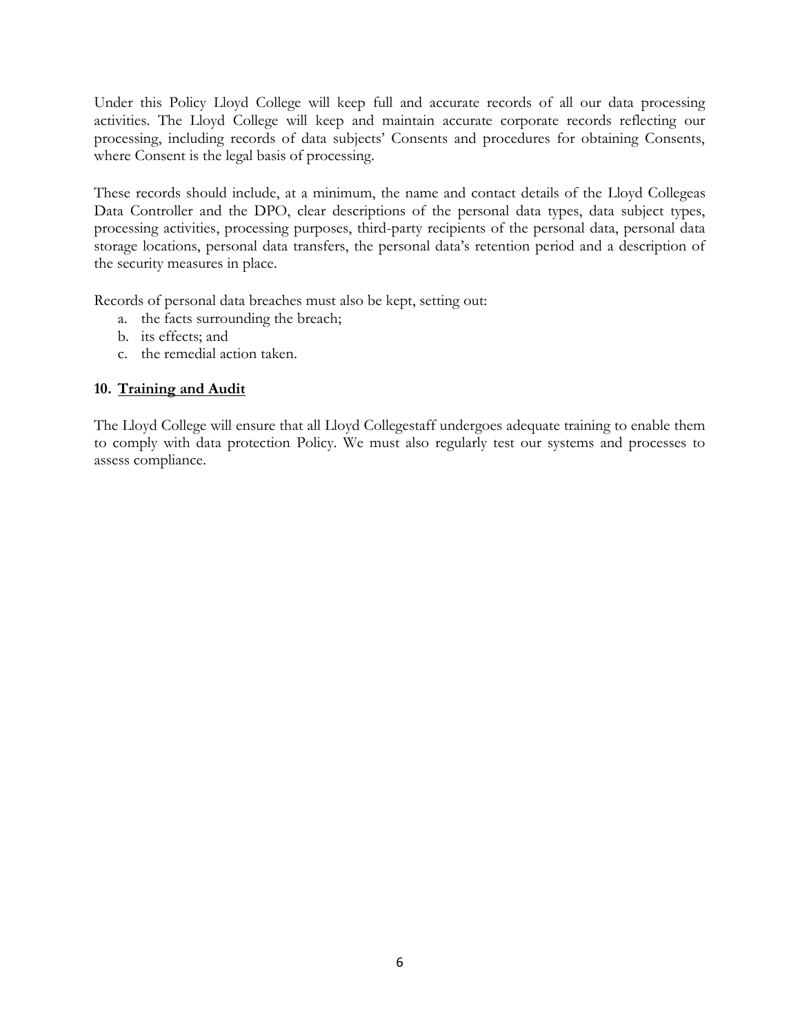Under this Policy Lloyd College will keep full and accurate records of all our data processing activities. The Lloyd College will keep and maintain accurate corporate records reflecting our processing, including records of data subjects' Consents and procedures for obtaining Consents, where Consent is the legal basis of processing.

These records should include, at a minimum, the name and contact details of the Lloyd Collegeas Data Controller and the DPO, clear descriptions of the personal data types, data subject types, processing activities, processing purposes, third-party recipients of the personal data, personal data storage locations, personal data transfers, the personal data's retention period and a description of the security measures in place.

Records of personal data breaches must also be kept, setting out:

a. the facts surrounding the breach;
b. its effects; and
c. the remedial action taken.

## 10. Training and Audit

The Lloyd College will ensure that all Lloyd Collegestaff undergoes adequate training to enable them to comply with data protection Policy. We must also regularly test our systems and processes to assess compliance.